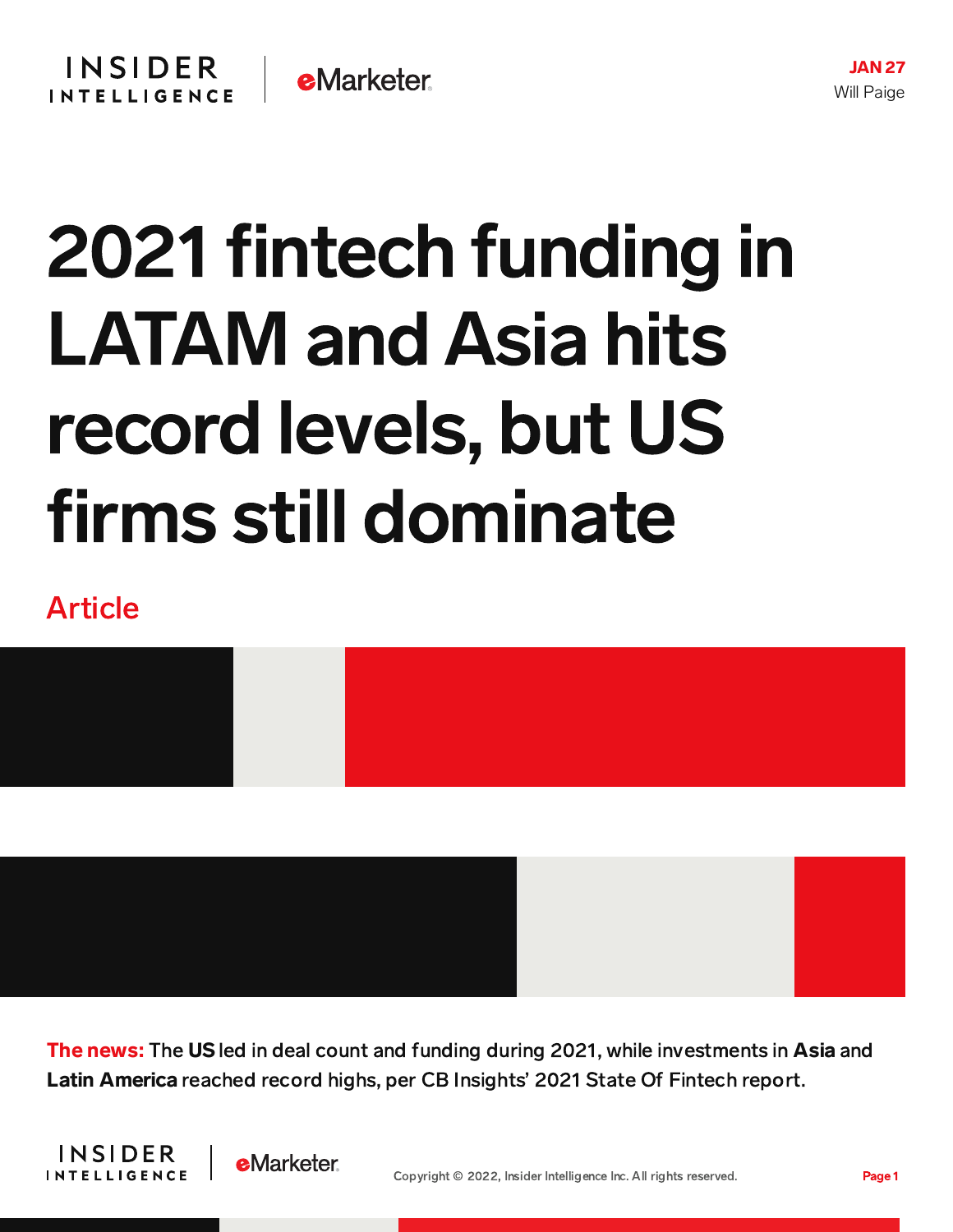JAN 27

Will Paige

# 2021 fintech funding in LATAM and Asia hits record levels, but US firms still dominate

Article

**The news:** The **US** led in deal count and funding during 2021, while investments in **Asia** and **Latin America** reached record highs, per CB Insights' 2021 State Of Fintech report.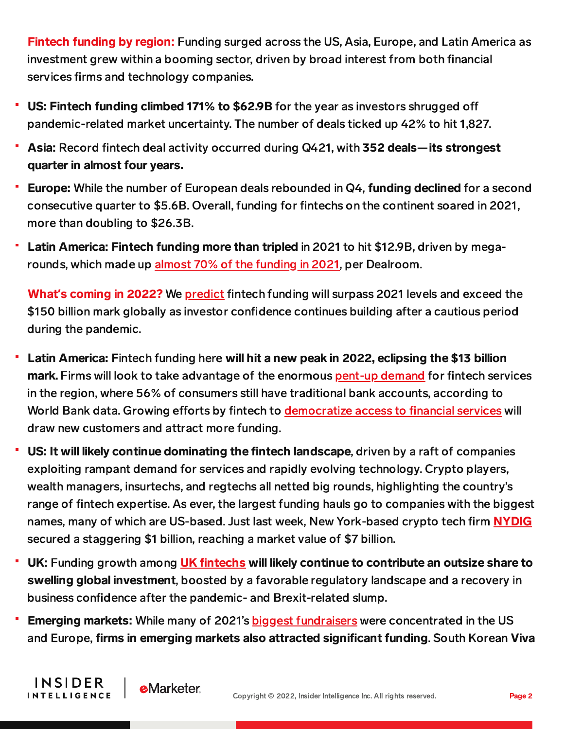**Fintech funding by region:** Funding surged across the US, Asia, Europe, and Latin America as investment grew within a booming sector, driven by broad interest from both financial services firms and technology companies.

- **US: Fintech funding climbed 171% to $62.9B** for the year as investors shrugged off pandemic-related market uncertainty. The number of deals ticked up 42% to hit 1,827.
- **Asia:** Record fintech deal activity occurred during Q421, with **352 deals—its strongest quarter in almost four years.**
- **Europe:** While the number of European deals rebounded in Q4, **funding declined** for a second consecutive quarter to $5.6B. Overall, funding for fintechs on the continent soared in 2021, more than doubling to $26.3B.
- **Latin America: Fintech funding more than tripled** in 2021 to hit $12.9B, driven by mega-rounds, which made up almost 70% of the funding in 2021, per Dealroom.

**What's coming in 2022?** We predict fintech funding will surpass 2021 levels and exceed the $150 billion mark globally as investor confidence continues building after a cautious period during the pandemic.

- **Latin America:** Fintech funding here **will hit a new peak in 2022, eclipsing the $13 billion mark.** Firms will look to take advantage of the enormous pent-up demand for fintech services in the region, where 56% of consumers still have traditional bank accounts, according to World Bank data. Growing efforts by fintech to democratize access to financial services will draw new customers and attract more funding.
- **US: It will likely continue dominating the fintech landscape**, driven by a raft of companies exploiting rampant demand for services and rapidly evolving technology. Crypto players, wealth managers, insurtechs, and regtechs all netted big rounds, highlighting the country's range of fintech expertise. As ever, the largest funding hauls go to companies with the biggest names, many of which are US-based. Just last week, New York-based crypto tech firm **NYDIG** secured a staggering $1 billion, reaching a market value of $7 billion.
- **UK:** Funding growth among **UK fintechs** **will likely continue to contribute an outsize share to swelling global investment**, boosted by a favorable regulatory landscape and a recovery in business confidence after the pandemic- and Brexit-related slump.
- **Emerging markets:** While many of 2021's biggest fundraisers were concentrated in the US and Europe, **firms in emerging markets also attracted significant funding**. South Korean **Viva**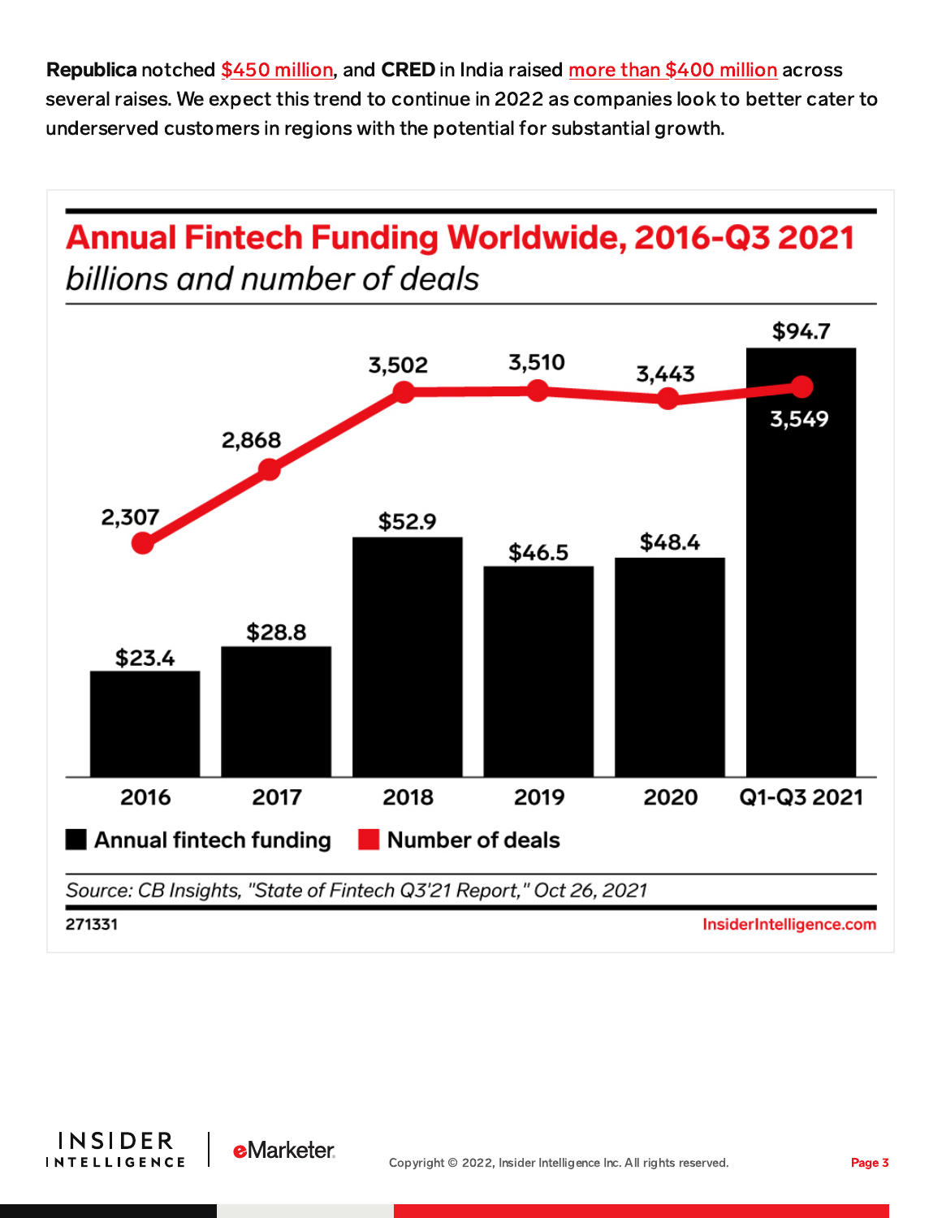**Republica** notched $450 million, and **CRED** in India raised more than $400 million across several raises. We expect this trend to continue in 2022 as companies look to better cater to underserved customers in regions with the potential for substantial growth.

## Annual Fintech Funding Worldwide, 2016-Q3 2021

*billions and number of deals*

2016: $23.4; 2,307
2017: $28.8; 2,868
2018: $52.9; 3,502
2019: $46.5; 3,510
2020: $48.4; 3,443
Q1-Q3 2021: $94.7; 3,549

Annual fintech funding
Number of deals

*Source: CB Insights, "State of Fintech Q3'21 Report," Oct 26, 2021*

271331

InsiderIntelligence.com